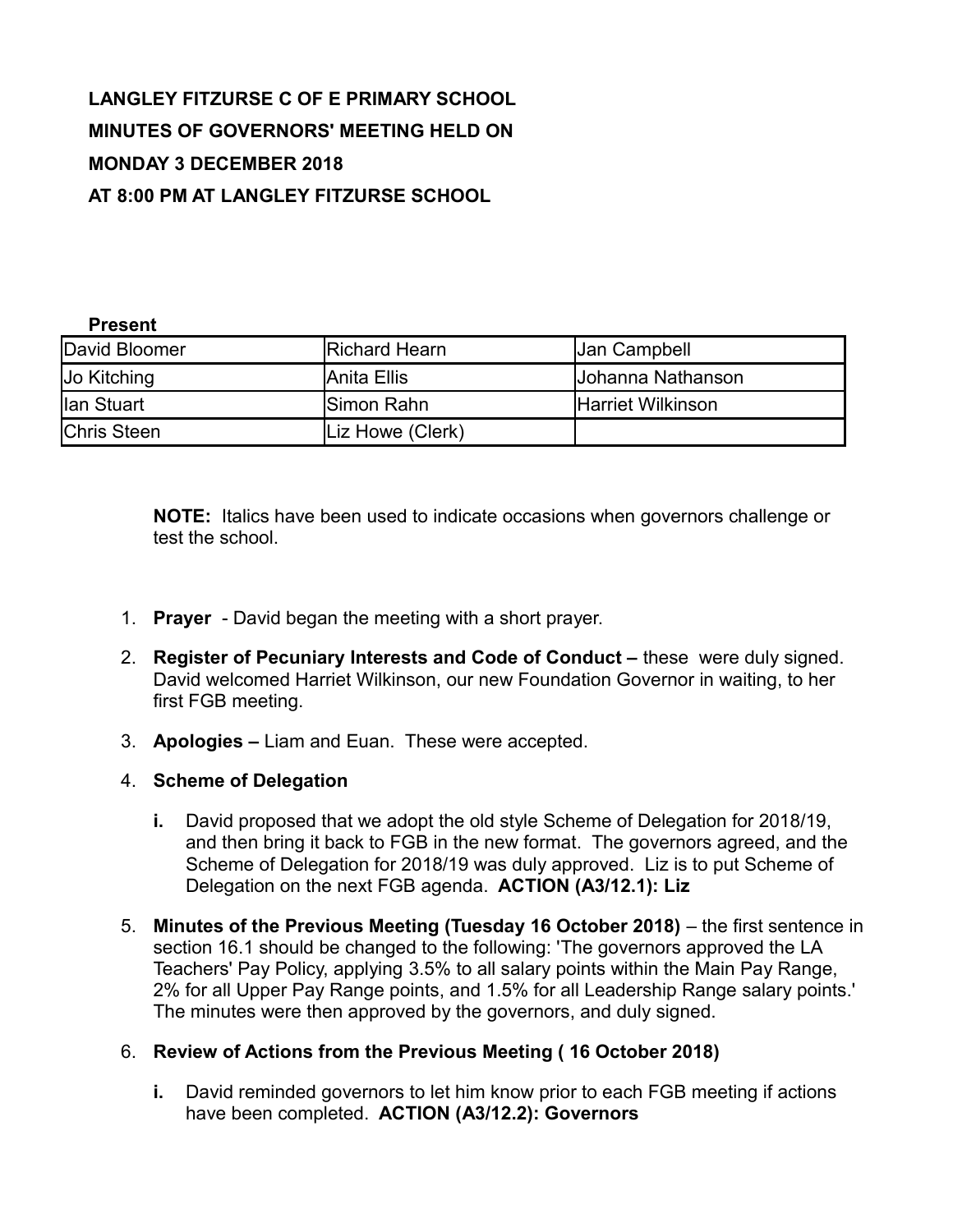**LANGLEY FITZURSE C OF E PRIMARY SCHOOL**

**MINUTES OF GOVERNORS' MEETING HELD ON**

**MONDAY 3 DECEMBER 2018**

**AT 8:00 PM AT LANGLEY FITZURSE SCHOOL**

**Present**

| | | |
|---|---|---|
| David Bloomer | Richard Hearn | Jan Campbell |
| Jo Kitching | Anita Ellis | Johanna Nathanson |
| Ian Stuart | Simon Rahn | Harriet Wilkinson |
| Chris Steen | Liz Howe (Clerk) | |

**NOTE:** Italics have been used to indicate occasions when governors challenge or test the school.

1. **Prayer** - David began the meeting with a short prayer.
2. **Register of Pecuniary Interests and Code of Conduct –** these were duly signed. David welcomed Harriet Wilkinson, our new Foundation Governor in waiting, to her first FGB meeting.
3. **Apologies –** Liam and Euan. These were accepted.
4. **Scheme of Delegation**
   - **i.** David proposed that we adopt the old style Scheme of Delegation for 2018/19, and then bring it back to FGB in the new format. The governors agreed, and the Scheme of Delegation for 2018/19 was duly approved. Liz is to put Scheme of Delegation on the next FGB agenda. **ACTION (A3/12.1): Liz**
5. **Minutes of the Previous Meeting (Tuesday 16 October 2018)** – the first sentence in section 16.1 should be changed to the following: 'The governors approved the LA Teachers' Pay Policy, applying 3.5% to all salary points within the Main Pay Range, 2% for all Upper Pay Range points, and 1.5% for all Leadership Range salary points.' The minutes were then approved by the governors, and duly signed.
6. **Review of Actions from the Previous Meeting ( 16 October 2018)**
   - **i.** David reminded governors to let him know prior to each FGB meeting if actions have been completed. **ACTION (A3/12.2): Governors**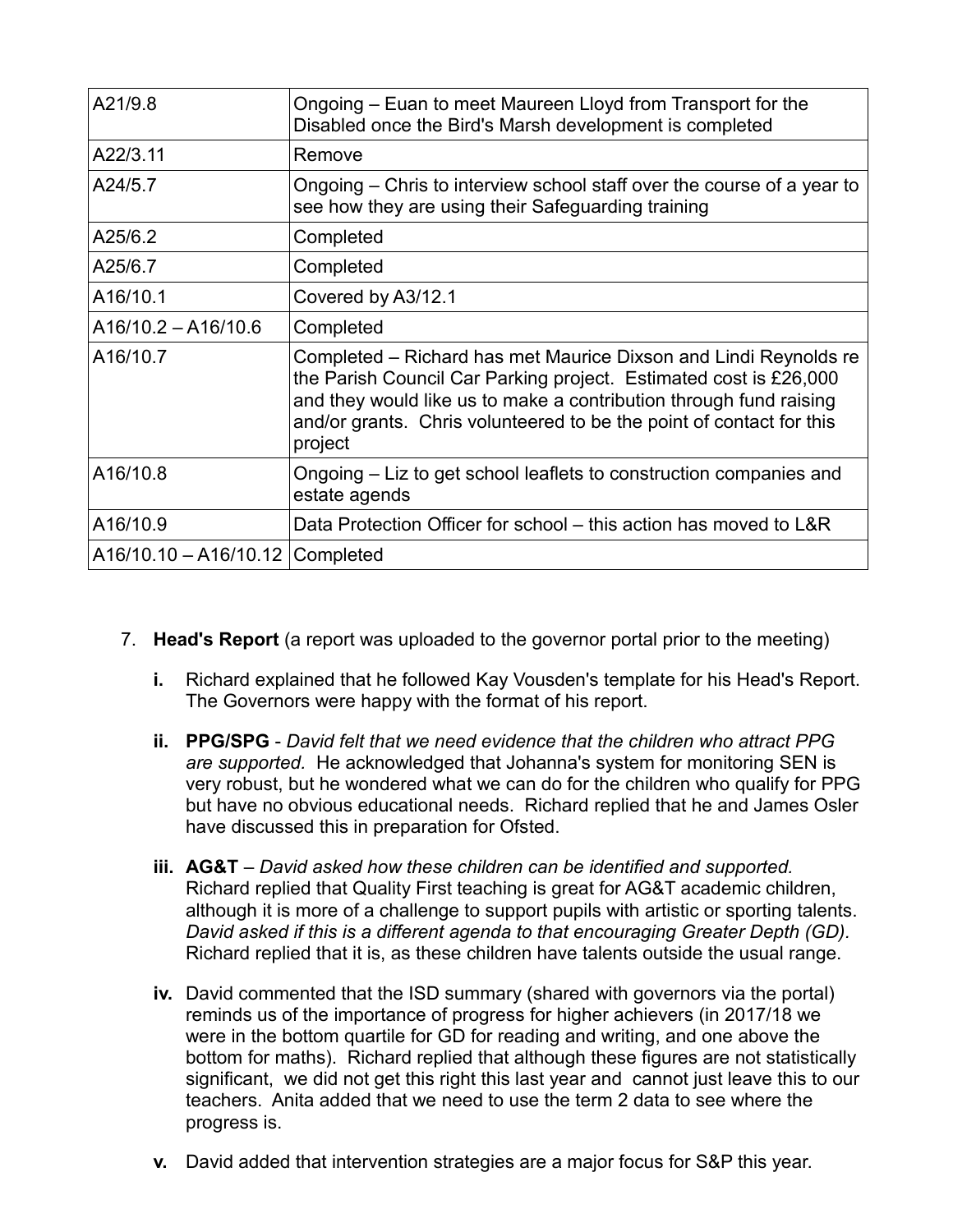| | |
|---|---|
| A21/9.8 | Ongoing – Euan to meet Maureen Lloyd from Transport for the Disabled once the Bird's Marsh development is completed |
| A22/3.11 | Remove |
| A24/5.7 | Ongoing – Chris to interview school staff over the course of a year to see how they are using their Safeguarding training |
| A25/6.2 | Completed |
| A25/6.7 | Completed |
| A16/10.1 | Covered by A3/12.1 |
| A16/10.2 – A16/10.6 | Completed |
| A16/10.7 | Completed – Richard has met Maurice Dixson and Lindi Reynolds re the Parish Council Car Parking project. Estimated cost is £26,000 and they would like us to make a contribution through fund raising and/or grants. Chris volunteered to be the point of contact for this project |
| A16/10.8 | Ongoing – Liz to get school leaflets to construction companies and estate agends |
| A16/10.9 | Data Protection Officer for school – this action has moved to L&R |
| A16/10.10 – A16/10.12 | Completed |

7. **Head's Report** (a report was uploaded to the governor portal prior to the meeting)

   **i.** Richard explained that he followed Kay Vousden's template for his Head's Report. The Governors were happy with the format of his report.

   **ii.** **PPG/SPG** - *David felt that we need evidence that the children who attract PPG are supported.* He acknowledged that Johanna's system for monitoring SEN is very robust, but he wondered what we can do for the children who qualify for PPG but have no obvious educational needs. Richard replied that he and James Osler have discussed this in preparation for Ofsted.

   **iii.** **AG&T** – *David asked how these children can be identified and supported.* Richard replied that Quality First teaching is great for AG&T academic children, although it is more of a challenge to support pupils with artistic or sporting talents. *David asked if this is a different agenda to that encouraging Greater Depth (GD).* Richard replied that it is, as these children have talents outside the usual range.

   **iv.** David commented that the ISD summary (shared with governors via the portal) reminds us of the importance of progress for higher achievers (in 2017/18 we were in the bottom quartile for GD for reading and writing, and one above the bottom for maths). Richard replied that although these figures are not statistically significant, we did not get this right this last year and cannot just leave this to our teachers. Anita added that we need to use the term 2 data to see where the progress is.

   **v.** David added that intervention strategies are a major focus for S&P this year.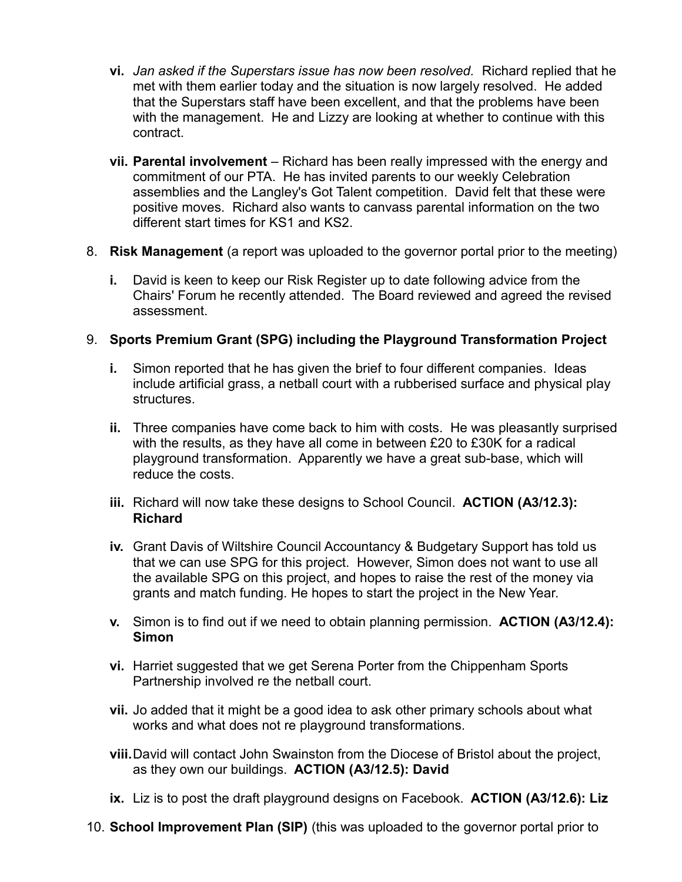vi. *Jan asked if the Superstars issue has now been resolved.* Richard replied that he met with them earlier today and the situation is now largely resolved. He added that the Superstars staff have been excellent, and that the problems have been with the management. He and Lizzy are looking at whether to continue with this contract.

vii. **Parental involvement** – Richard has been really impressed with the energy and commitment of our PTA. He has invited parents to our weekly Celebration assemblies and the Langley's Got Talent competition. David felt that these were positive moves. Richard also wants to canvass parental information on the two different start times for KS1 and KS2.

8. **Risk Management** (a report was uploaded to the governor portal prior to the meeting)

   i. David is keen to keep our Risk Register up to date following advice from the Chairs' Forum he recently attended. The Board reviewed and agreed the revised assessment.

9. **Sports Premium Grant (SPG) including the Playground Transformation Project**

   i. Simon reported that he has given the brief to four different companies. Ideas include artificial grass, a netball court with a rubberised surface and physical play structures.

   ii. Three companies have come back to him with costs. He was pleasantly surprised with the results, as they have all come in between £20 to £30K for a radical playground transformation. Apparently we have a great sub-base, which will reduce the costs.

   iii. Richard will now take these designs to School Council. **ACTION (A3/12.3): Richard**

   iv. Grant Davis of Wiltshire Council Accountancy & Budgetary Support has told us that we can use SPG for this project. However, Simon does not want to use all the available SPG on this project, and hopes to raise the rest of the money via grants and match funding. He hopes to start the project in the New Year.

   v. Simon is to find out if we need to obtain planning permission. **ACTION (A3/12.4): Simon**

   vi. Harriet suggested that we get Serena Porter from the Chippenham Sports Partnership involved re the netball court.

   vii. Jo added that it might be a good idea to ask other primary schools about what works and what does not re playground transformations.

   viii. David will contact John Swainston from the Diocese of Bristol about the project, as they own our buildings. **ACTION (A3/12.5): David**

   ix. Liz is to post the draft playground designs on Facebook. **ACTION (A3/12.6): Liz**

10. **School Improvement Plan (SIP)** (this was uploaded to the governor portal prior to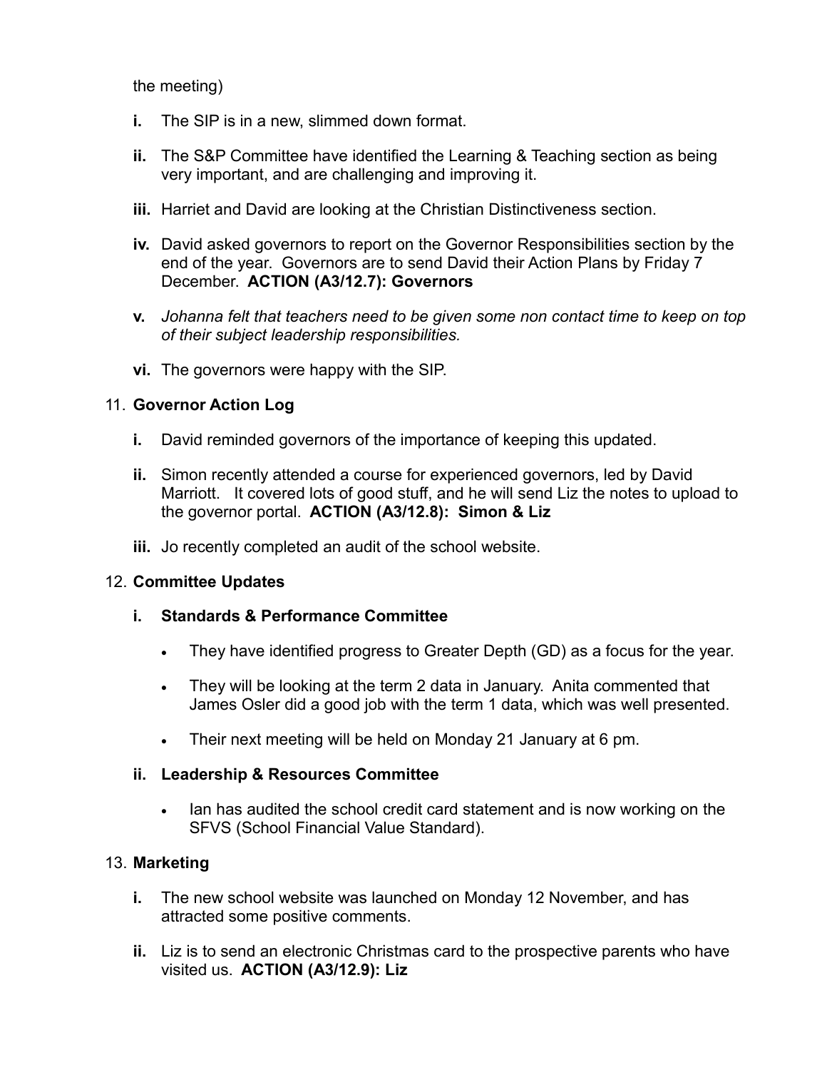the meeting)

- **i.** The SIP is in a new, slimmed down format.
- **ii.** The S&P Committee have identified the Learning & Teaching section as being very important, and are challenging and improving it.
- **iii.** Harriet and David are looking at the Christian Distinctiveness section.
- **iv.** David asked governors to report on the Governor Responsibilities section by the end of the year. Governors are to send David their Action Plans by Friday 7 December. **ACTION (A3/12.7): Governors**
- **v.** *Johanna felt that teachers need to be given some non contact time to keep on top of their subject leadership responsibilities.*
- **vi.** The governors were happy with the SIP.

11. **Governor Action Log**

- **i.** David reminded governors of the importance of keeping this updated.
- **ii.** Simon recently attended a course for experienced governors, led by David Marriott. It covered lots of good stuff, and he will send Liz the notes to upload to the governor portal. **ACTION (A3/12.8): Simon & Liz**
- **iii.** Jo recently completed an audit of the school website.

12. **Committee Updates**

- **i. Standards & Performance Committee**
  - They have identified progress to Greater Depth (GD) as a focus for the year.
  - They will be looking at the term 2 data in January. Anita commented that James Osler did a good job with the term 1 data, which was well presented.
  - Their next meeting will be held on Monday 21 January at 6 pm.
- **ii. Leadership & Resources Committee**
  - Ian has audited the school credit card statement and is now working on the SFVS (School Financial Value Standard).

13. **Marketing**

- **i.** The new school website was launched on Monday 12 November, and has attracted some positive comments.
- **ii.** Liz is to send an electronic Christmas card to the prospective parents who have visited us. **ACTION (A3/12.9): Liz**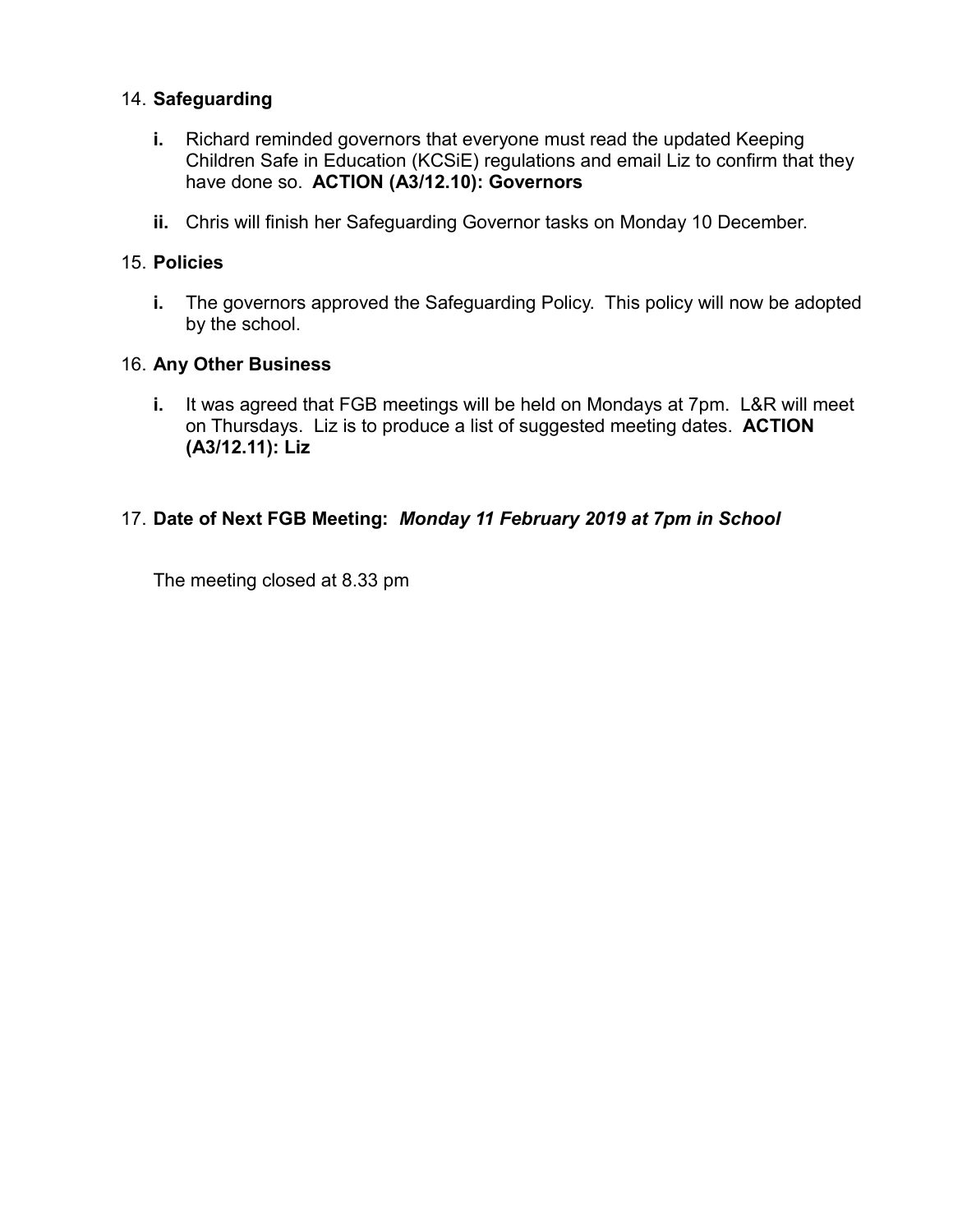14. **Safeguarding**

   **i.** Richard reminded governors that everyone must read the updated Keeping Children Safe in Education (KCSiE) regulations and email Liz to confirm that they have done so. **ACTION (A3/12.10): Governors**

   **ii.** Chris will finish her Safeguarding Governor tasks on Monday 10 December.

15. **Policies**

   **i.** The governors approved the Safeguarding Policy. This policy will now be adopted by the school.

16. **Any Other Business**

   **i.** It was agreed that FGB meetings will be held on Mondays at 7pm. L&R will meet on Thursdays. Liz is to produce a list of suggested meeting dates. **ACTION (A3/12.11): Liz**

17. **Date of Next FGB Meeting:** ***Monday 11 February 2019 at 7pm in School***

The meeting closed at 8.33 pm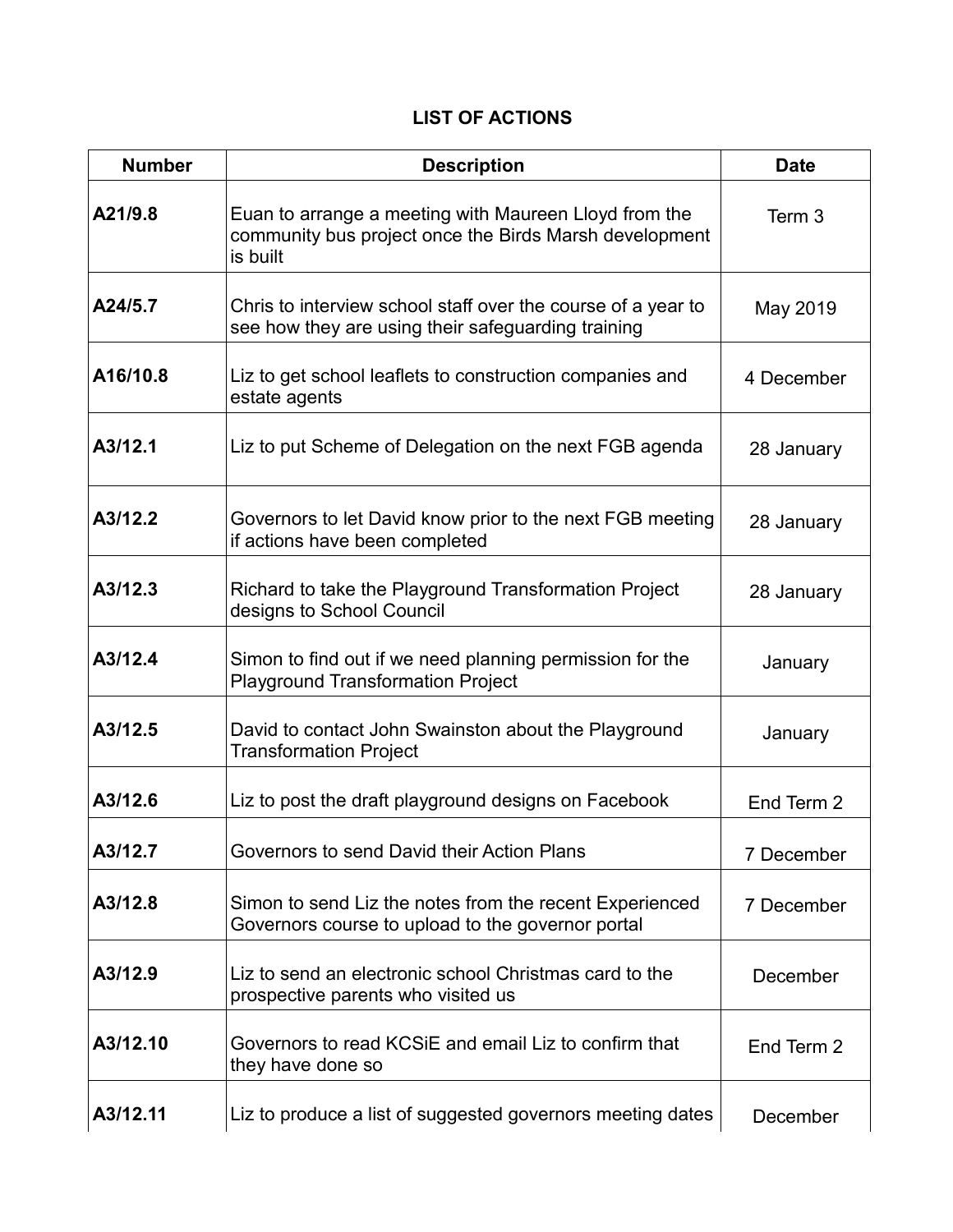**LIST OF ACTIONS**

| Number | Description | Date |
|---|---|---|
| **A21/9.8** | Euan to arrange a meeting with Maureen Lloyd from the community bus project once the Birds Marsh development is built | Term 3 |
| **A24/5.7** | Chris to interview school staff over the course of a year to see how they are using their safeguarding training | May 2019 |
| **A16/10.8** | Liz to get school leaflets to construction companies and estate agents | 4 December |
| **A3/12.1** | Liz to put Scheme of Delegation on the next FGB agenda | 28 January |
| **A3/12.2** | Governors to let David know prior to the next FGB meeting if actions have been completed | 28 January |
| **A3/12.3** | Richard to take the Playground Transformation Project designs to School Council | 28 January |
| **A3/12.4** | Simon to find out if we need planning permission for the Playground Transformation Project | January |
| **A3/12.5** | David to contact John Swainston about the Playground Transformation Project | January |
| **A3/12.6** | Liz to post the draft playground designs on Facebook | End Term 2 |
| **A3/12.7** | Governors to send David their Action Plans | 7 December |
| **A3/12.8** | Simon to send Liz the notes from the recent Experienced Governors course to upload to the governor portal | 7 December |
| **A3/12.9** | Liz to send an electronic school Christmas card to the prospective parents who visited us | December |
| **A3/12.10** | Governors to read KCSiE and email Liz to confirm that they have done so | End Term 2 |
| **A3/12.11** | Liz to produce a list of suggested governors meeting dates | December |